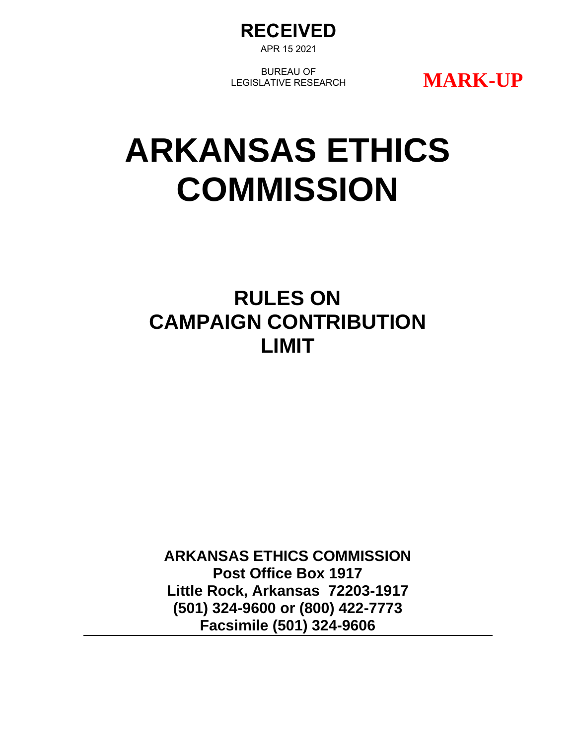**RECEIVED**

APR 15 2021

BUREAU OF
LEGISLATIVE RESEARCH

**MARK-UP**

# ARKANSAS ETHICS COMMISSION

## RULES ON CAMPAIGN CONTRIBUTION LIMIT

**ARKANSAS ETHICS COMMISSION**
**Post Office Box 1917**
**Little Rock, Arkansas 72203-1917**
**(501) 324-9600 or (800) 422-7773**
**Facsimile (501) 324-9606**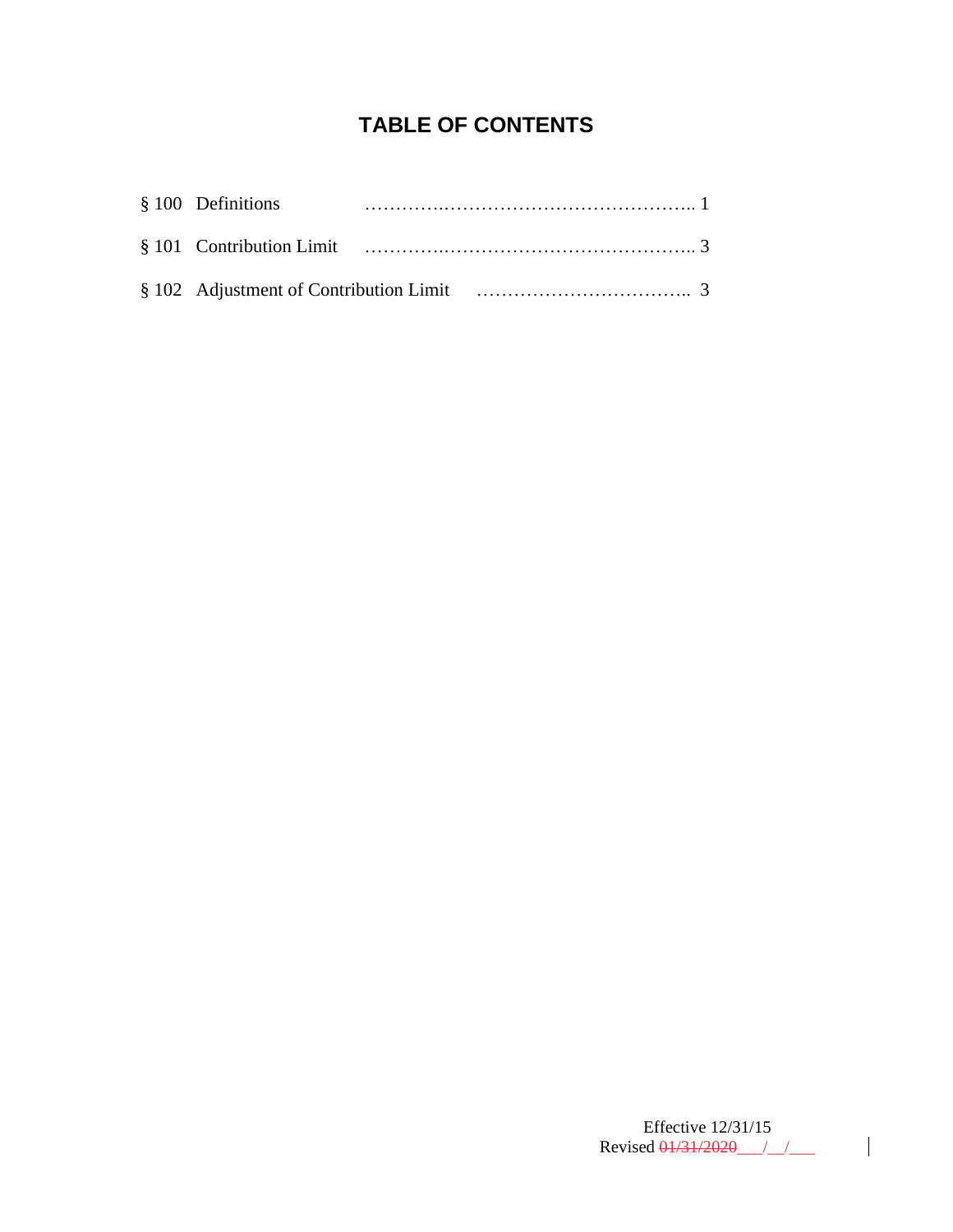# TABLE OF CONTENTS

| | | |
|---|---|---|
| § 100 | Definitions | 1 |
| § 101 | Contribution Limit | 3 |
| § 102 | Adjustment of Contribution Limit | 3 |

Effective 12/31/15
Revised ~~01/31/2020~~___/__/___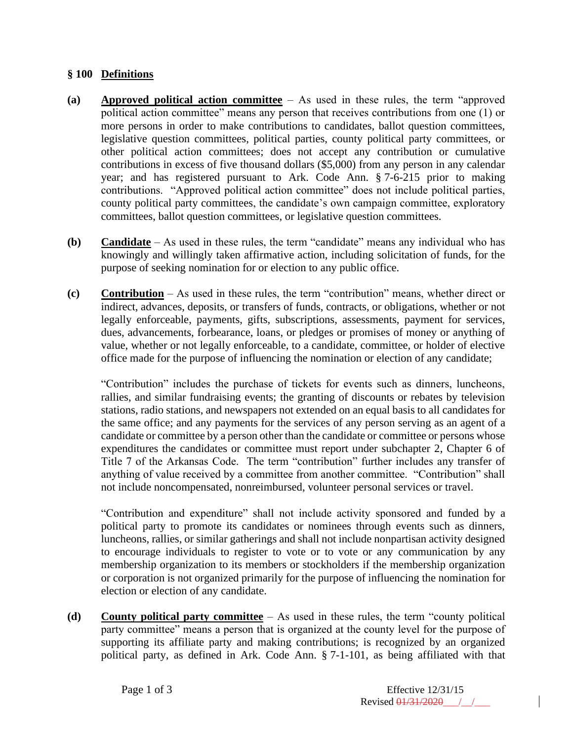## § 100 Definitions

**(a)** **Approved political action committee** – As used in these rules, the term "approved political action committee" means any person that receives contributions from one (1) or more persons in order to make contributions to candidates, ballot question committees, legislative question committees, political parties, county political party committees, or other political action committees; does not accept any contribution or cumulative contributions in excess of five thousand dollars ($5,000) from any person in any calendar year; and has registered pursuant to Ark. Code Ann. § 7-6-215 prior to making contributions. "Approved political action committee" does not include political parties, county political party committees, the candidate's own campaign committee, exploratory committees, ballot question committees, or legislative question committees.

**(b)** **Candidate** – As used in these rules, the term "candidate" means any individual who has knowingly and willingly taken affirmative action, including solicitation of funds, for the purpose of seeking nomination for or election to any public office.

**(c)** **Contribution** – As used in these rules, the term "contribution" means, whether direct or indirect, advances, deposits, or transfers of funds, contracts, or obligations, whether or not legally enforceable, payments, gifts, subscriptions, assessments, payment for services, dues, advancements, forbearance, loans, or pledges or promises of money or anything of value, whether or not legally enforceable, to a candidate, committee, or holder of elective office made for the purpose of influencing the nomination or election of any candidate;

"Contribution" includes the purchase of tickets for events such as dinners, luncheons, rallies, and similar fundraising events; the granting of discounts or rebates by television stations, radio stations, and newspapers not extended on an equal basis to all candidates for the same office; and any payments for the services of any person serving as an agent of a candidate or committee by a person other than the candidate or committee or persons whose expenditures the candidates or committee must report under subchapter 2, Chapter 6 of Title 7 of the Arkansas Code. The term "contribution" further includes any transfer of anything of value received by a committee from another committee. "Contribution" shall not include noncompensated, nonreimbursed, volunteer personal services or travel.

"Contribution and expenditure" shall not include activity sponsored and funded by a political party to promote its candidates or nominees through events such as dinners, luncheons, rallies, or similar gatherings and shall not include nonpartisan activity designed to encourage individuals to register to vote or to vote or any communication by any membership organization to its members or stockholders if the membership organization or corporation is not organized primarily for the purpose of influencing the nomination for election or election of any candidate.

**(d)** **County political party committee** – As used in these rules, the term "county political party committee" means a person that is organized at the county level for the purpose of supporting its affiliate party and making contributions; is recognized by an organized political party, as defined in Ark. Code Ann. § 7-1-101, as being affiliated with that

Effective 12/31/15
Revised ~~01/31/2020~~\_\_\_/\_\_/\_\_\_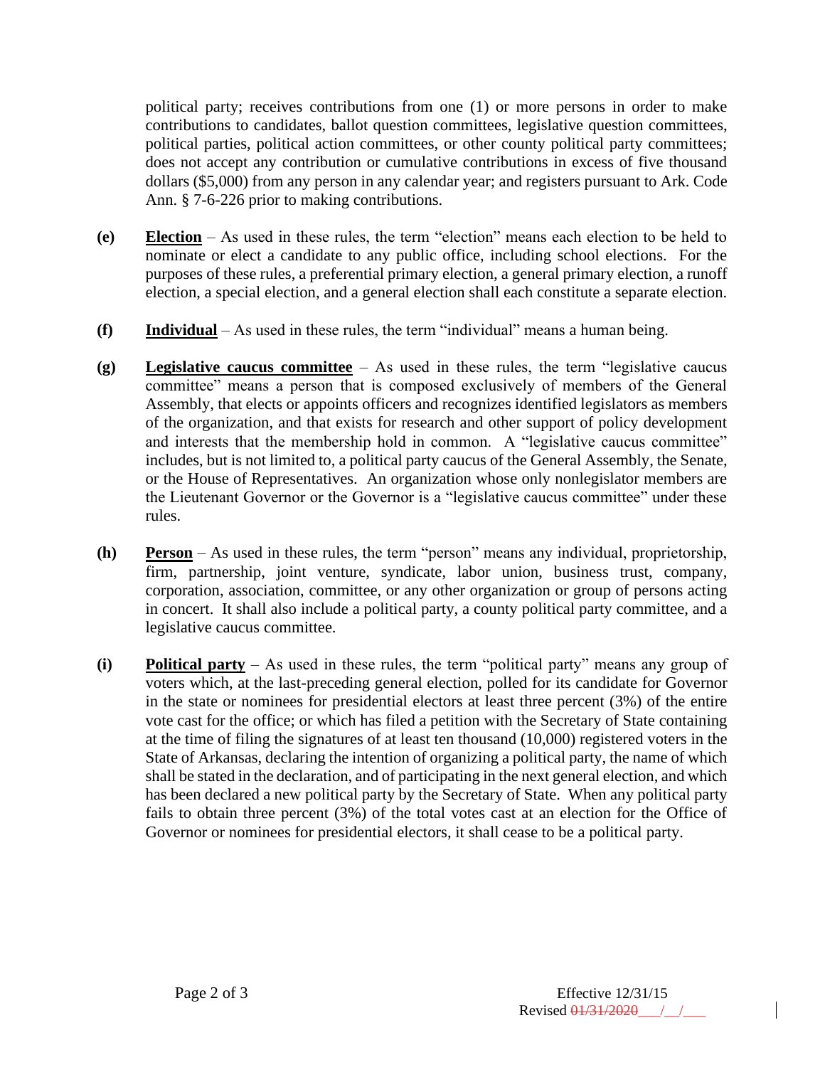political party; receives contributions from one (1) or more persons in order to make contributions to candidates, ballot question committees, legislative question committees, political parties, political action committees, or other county political party committees; does not accept any contribution or cumulative contributions in excess of five thousand dollars ($5,000) from any person in any calendar year; and registers pursuant to Ark. Code Ann. § 7-6-226 prior to making contributions.

**(e)** **Election** – As used in these rules, the term "election" means each election to be held to nominate or elect a candidate to any public office, including school elections. For the purposes of these rules, a preferential primary election, a general primary election, a runoff election, a special election, and a general election shall each constitute a separate election.

**(f)** **Individual** – As used in these rules, the term "individual" means a human being.

**(g)** **Legislative caucus committee** – As used in these rules, the term "legislative caucus committee" means a person that is composed exclusively of members of the General Assembly, that elects or appoints officers and recognizes identified legislators as members of the organization, and that exists for research and other support of policy development and interests that the membership hold in common. A "legislative caucus committee" includes, but is not limited to, a political party caucus of the General Assembly, the Senate, or the House of Representatives. An organization whose only nonlegislator members are the Lieutenant Governor or the Governor is a "legislative caucus committee" under these rules.

**(h)** **Person** – As used in these rules, the term "person" means any individual, proprietorship, firm, partnership, joint venture, syndicate, labor union, business trust, company, corporation, association, committee, or any other organization or group of persons acting in concert. It shall also include a political party, a county political party committee, and a legislative caucus committee.

**(i)** **Political party** – As used in these rules, the term "political party" means any group of voters which, at the last-preceding general election, polled for its candidate for Governor in the state or nominees for presidential electors at least three percent (3%) of the entire vote cast for the office; or which has filed a petition with the Secretary of State containing at the time of filing the signatures of at least ten thousand (10,000) registered voters in the State of Arkansas, declaring the intention of organizing a political party, the name of which shall be stated in the declaration, and of participating in the next general election, and which has been declared a new political party by the Secretary of State. When any political party fails to obtain three percent (3%) of the total votes cast at an election for the Office of Governor or nominees for presidential electors, it shall cease to be a political party.

Effective 12/31/15
Revised ~~01/31/2020~~___/__/___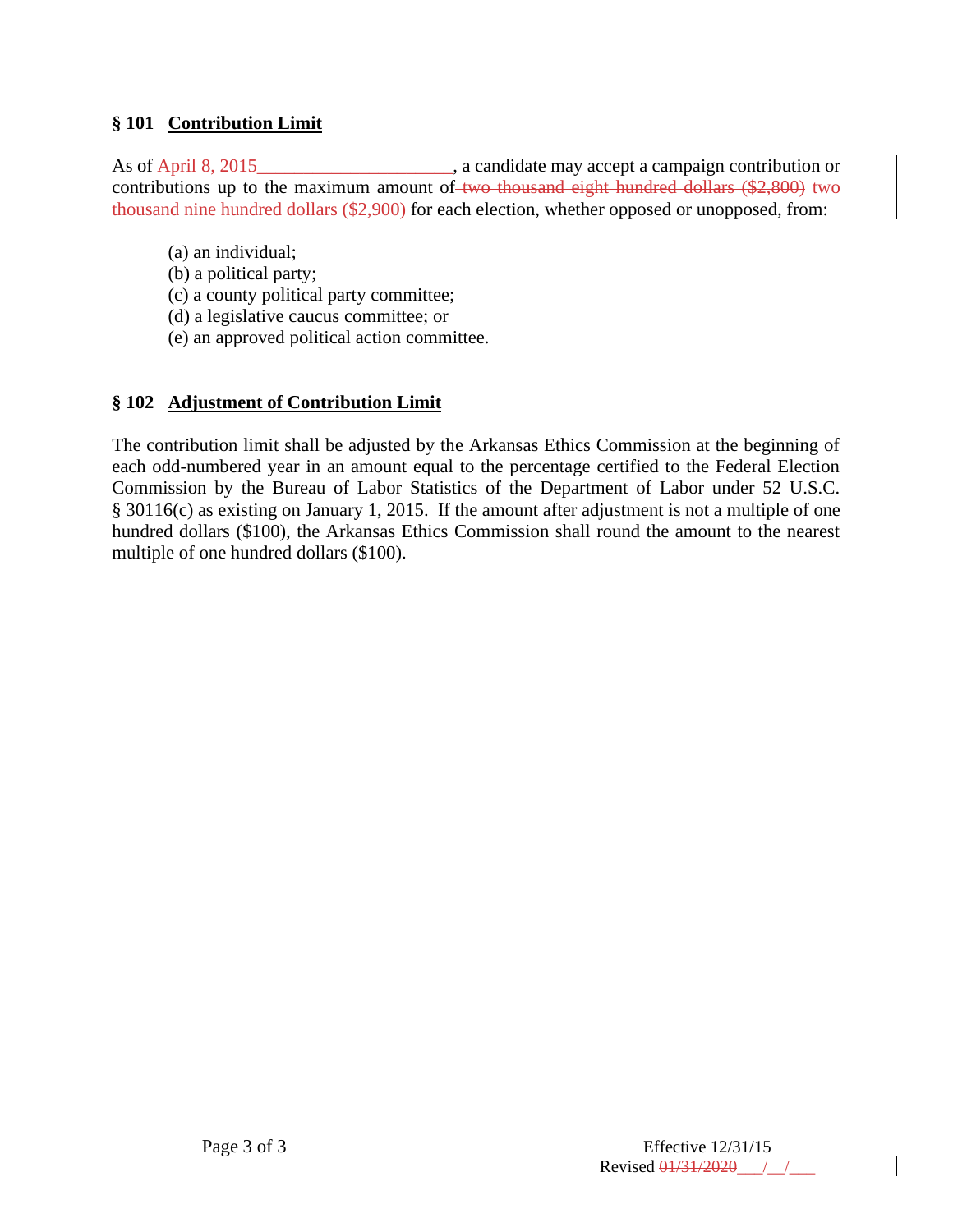### § 101 Contribution Limit

As of ~~April 8, 2015~~_____________________, a candidate may accept a campaign contribution or contributions up to the maximum amount of ~~two thousand eight hundred dollars ($2,800)~~ two thousand nine hundred dollars ($2,900) for each election, whether opposed or unopposed, from:

(a) an individual;
(b) a political party;
(c) a county political party committee;
(d) a legislative caucus committee; or
(e) an approved political action committee.

### § 102 Adjustment of Contribution Limit

The contribution limit shall be adjusted by the Arkansas Ethics Commission at the beginning of each odd-numbered year in an amount equal to the percentage certified to the Federal Election Commission by the Bureau of Labor Statistics of the Department of Labor under 52 U.S.C. § 30116(c) as existing on January 1, 2015. If the amount after adjustment is not a multiple of one hundred dollars ($100), the Arkansas Ethics Commission shall round the amount to the nearest multiple of one hundred dollars ($100).

Effective 12/31/15
Revised ~~01/31/2020~~___/__/___